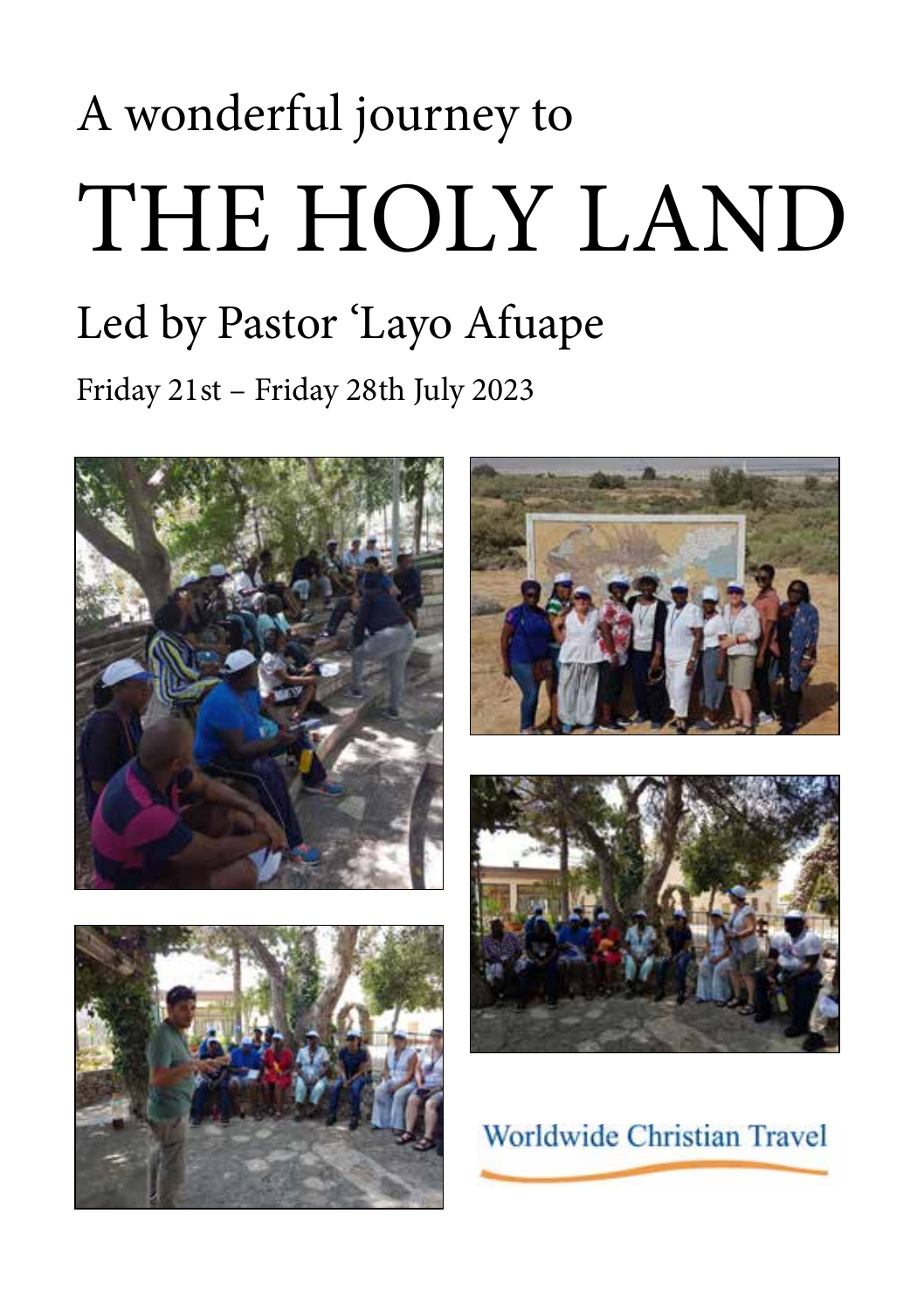A wonderful journey to

# THE HOLY LAND

## Led by Pastor 'Layo Afuape

Friday 21st – Friday 28th July 2023

Worldwide Christian Travel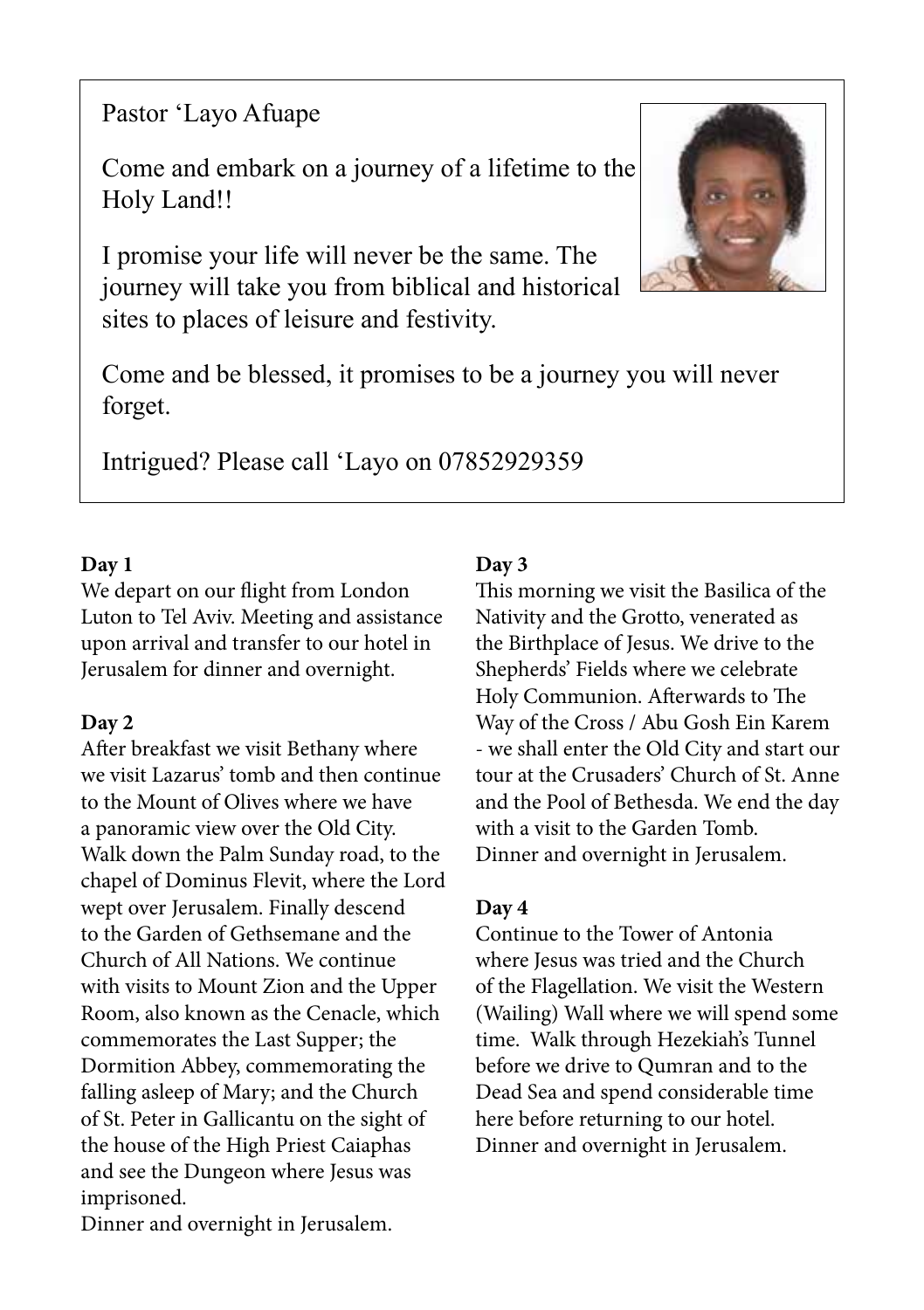Pastor 'Layo Afuape

Come and embark on a journey of a lifetime to the Holy Land!!

I promise your life will never be the same. The journey will take you from biblical and historical sites to places of leisure and festivity.

Come and be blessed, it promises to be a journey you will never forget.

Intrigued? Please call 'Layo on 07852929359

**Day 1**

We depart on our flight from London Luton to Tel Aviv. Meeting and assistance upon arrival and transfer to our hotel in Jerusalem for dinner and overnight.

**Day 2**

After breakfast we visit Bethany where we visit Lazarus' tomb and then continue to the Mount of Olives where we have a panoramic view over the Old City. Walk down the Palm Sunday road, to the chapel of Dominus Flevit, where the Lord wept over Jerusalem. Finally descend to the Garden of Gethsemane and the Church of All Nations. We continue with visits to Mount Zion and the Upper Room, also known as the Cenacle, which commemorates the Last Supper; the Dormition Abbey, commemorating the falling asleep of Mary; and the Church of St. Peter in Gallicantu on the sight of the house of the High Priest Caiaphas and see the Dungeon where Jesus was imprisoned.
Dinner and overnight in Jerusalem.

**Day 3**

This morning we visit the Basilica of the Nativity and the Grotto, venerated as the Birthplace of Jesus. We drive to the Shepherds' Fields where we celebrate Holy Communion. Afterwards to The Way of the Cross / Abu Gosh Ein Karem - we shall enter the Old City and start our tour at the Crusaders' Church of St. Anne and the Pool of Bethesda. We end the day with a visit to the Garden Tomb.
Dinner and overnight in Jerusalem.

**Day 4**

Continue to the Tower of Antonia where Jesus was tried and the Church of the Flagellation. We visit the Western (Wailing) Wall where we will spend some time. Walk through Hezekiah's Tunnel before we drive to Qumran and to the Dead Sea and spend considerable time here before returning to our hotel.
Dinner and overnight in Jerusalem.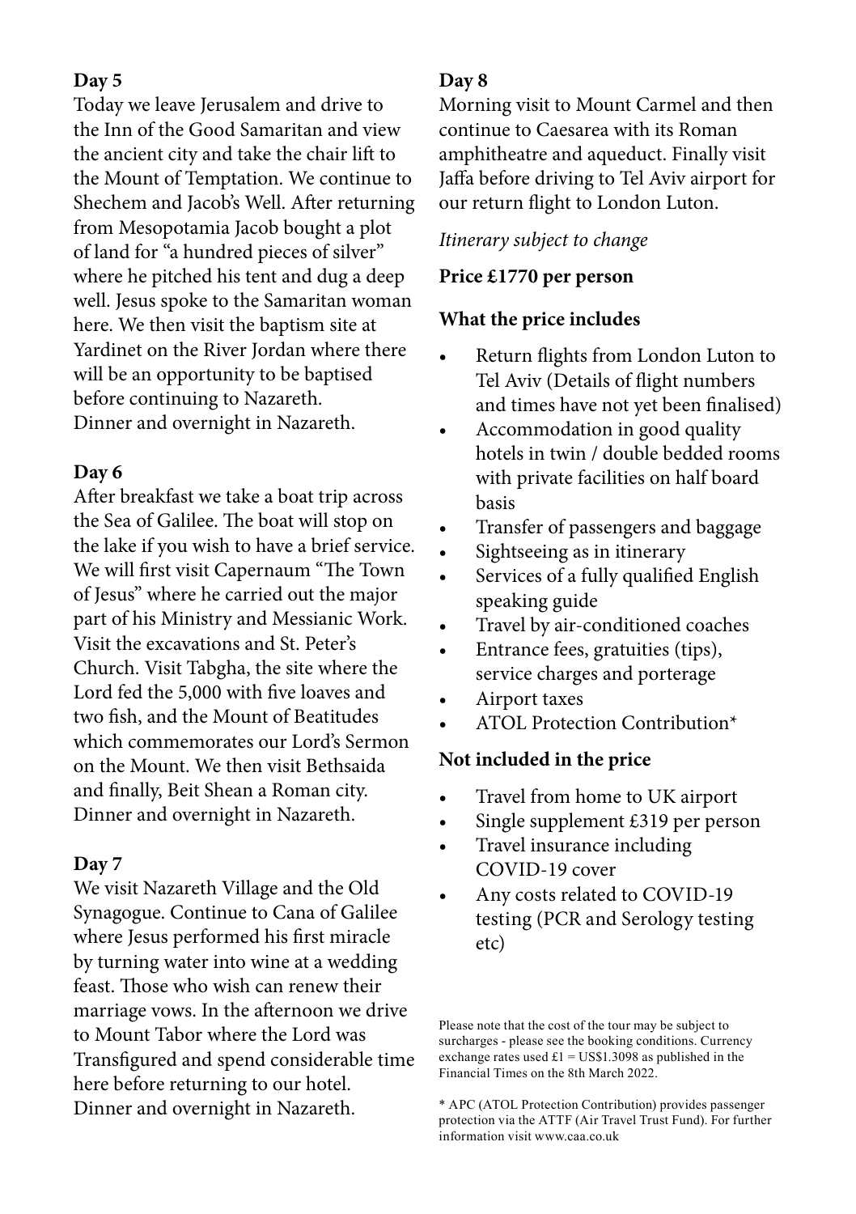**Day 5**

Today we leave Jerusalem and drive to the Inn of the Good Samaritan and view the ancient city and take the chair lift to the Mount of Temptation. We continue to Shechem and Jacob's Well. After returning from Mesopotamia Jacob bought a plot of land for "a hundred pieces of silver" where he pitched his tent and dug a deep well. Jesus spoke to the Samaritan woman here. We then visit the baptism site at Yardinet on the River Jordan where there will be an opportunity to be baptised before continuing to Nazareth.
Dinner and overnight in Nazareth.

**Day 6**

After breakfast we take a boat trip across the Sea of Galilee. The boat will stop on the lake if you wish to have a brief service. We will first visit Capernaum "The Town of Jesus" where he carried out the major part of his Ministry and Messianic Work. Visit the excavations and St. Peter's Church. Visit Tabgha, the site where the Lord fed the 5,000 with five loaves and two fish, and the Mount of Beatitudes which commemorates our Lord's Sermon on the Mount. We then visit Bethsaida and finally, Beit Shean a Roman city.
Dinner and overnight in Nazareth.

**Day 7**

We visit Nazareth Village and the Old Synagogue. Continue to Cana of Galilee where Jesus performed his first miracle by turning water into wine at a wedding feast. Those who wish can renew their marriage vows. In the afternoon we drive to Mount Tabor where the Lord was Transfigured and spend considerable time here before returning to our hotel.
Dinner and overnight in Nazareth.

**Day 8**

Morning visit to Mount Carmel and then continue to Caesarea with its Roman amphitheatre and aqueduct. Finally visit Jaffa before driving to Tel Aviv airport for our return flight to London Luton.

*Itinerary subject to change*

**Price £1770 per person**

**What the price includes**

- Return flights from London Luton to Tel Aviv (Details of flight numbers and times have not yet been finalised)
- Accommodation in good quality hotels in twin / double bedded rooms with private facilities on half board basis
- Transfer of passengers and baggage
- Sightseeing as in itinerary
- Services of a fully qualified English speaking guide
- Travel by air-conditioned coaches
- Entrance fees, gratuities (tips), service charges and porterage
- Airport taxes
- ATOL Protection Contribution*

**Not included in the price**

- Travel from home to UK airport
- Single supplement £319 per person
- Travel insurance including COVID-19 cover
- Any costs related to COVID-19 testing (PCR and Serology testing etc)

Please note that the cost of the tour may be subject to surcharges - please see the booking conditions. Currency exchange rates used £1 = US$1.3098 as published in the Financial Times on the 8th March 2022.

* APC (ATOL Protection Contribution) provides passenger protection via the ATTF (Air Travel Trust Fund). For further information visit www.caa.co.uk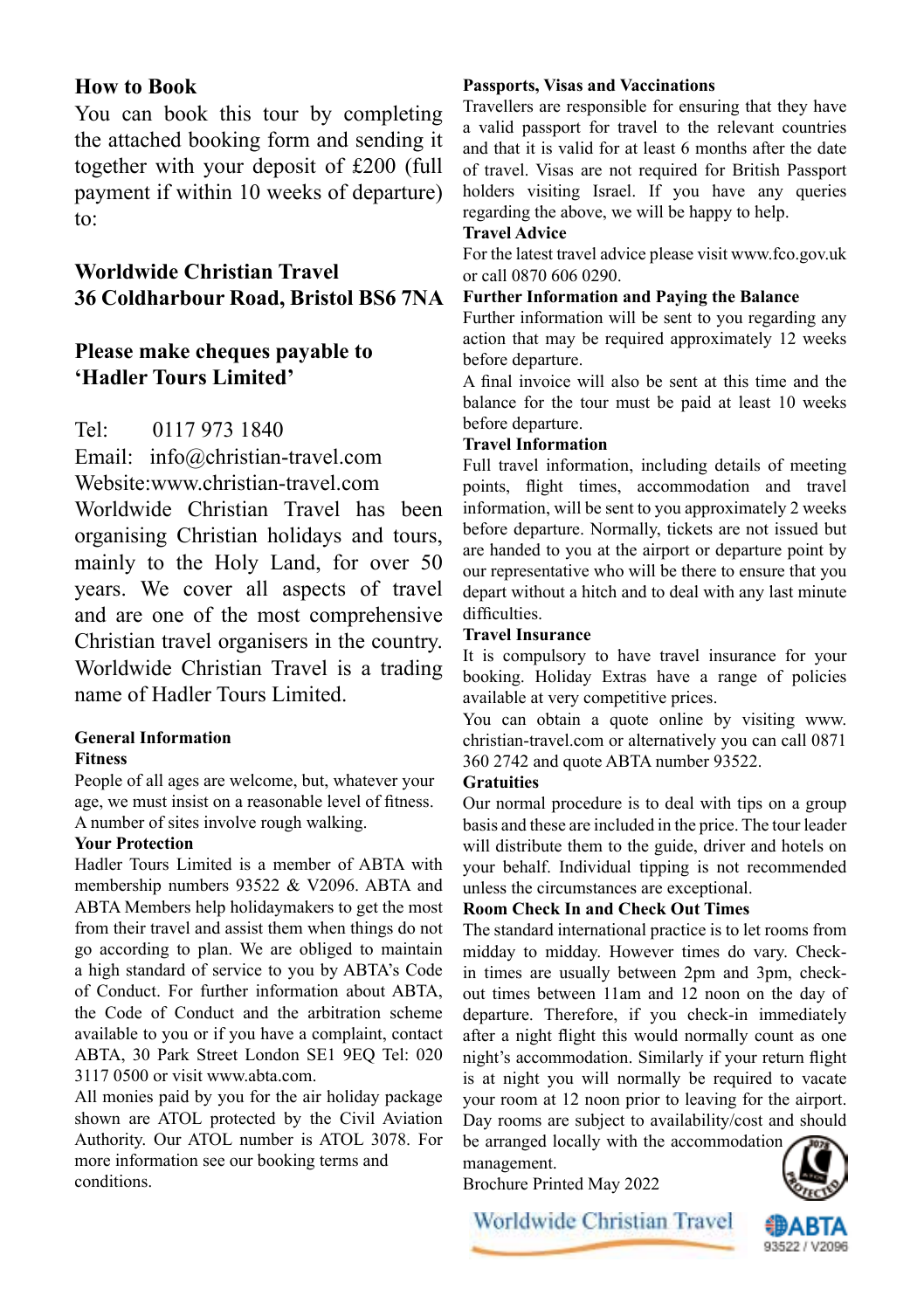## How to Book

You can book this tour by completing the attached booking form and sending it together with your deposit of £200 (full payment if within 10 weeks of departure) to:

**Worldwide Christian Travel**
**36 Coldharbour Road, Bristol BS6 7NA**

**Please make cheques payable to 'Hadler Tours Limited'**

Tel: 0117 973 1840
Email: info@christian-travel.com
Website:www.christian-travel.com

Worldwide Christian Travel has been organising Christian holidays and tours, mainly to the Holy Land, for over 50 years. We cover all aspects of travel and are one of the most comprehensive Christian travel organisers in the country. Worldwide Christian Travel is a trading name of Hadler Tours Limited.

### General Information

**Fitness**

People of all ages are welcome, but, whatever your age, we must insist on a reasonable level of fitness. A number of sites involve rough walking.

**Your Protection**

Hadler Tours Limited is a member of ABTA with membership numbers 93522 & V2096. ABTA and ABTA Members help holidaymakers to get the most from their travel and assist them when things do not go according to plan. We are obliged to maintain a high standard of service to you by ABTA's Code of Conduct. For further information about ABTA, the Code of Conduct and the arbitration scheme available to you or if you have a complaint, contact ABTA, 30 Park Street London SE1 9EQ Tel: 020 3117 0500 or visit www.abta.com.

All monies paid by you for the air holiday package shown are ATOL protected by the Civil Aviation Authority. Our ATOL number is ATOL 3078. For more information see our booking terms and conditions.

**Passports, Visas and Vaccinations**

Travellers are responsible for ensuring that they have a valid passport for travel to the relevant countries and that it is valid for at least 6 months after the date of travel. Visas are not required for British Passport holders visiting Israel. If you have any queries regarding the above, we will be happy to help.

**Travel Advice**

For the latest travel advice please visit www.fco.gov.uk or call 0870 606 0290.

**Further Information and Paying the Balance**

Further information will be sent to you regarding any action that may be required approximately 12 weeks before departure.

A final invoice will also be sent at this time and the balance for the tour must be paid at least 10 weeks before departure.

**Travel Information**

Full travel information, including details of meeting points, flight times, accommodation and travel information, will be sent to you approximately 2 weeks before departure. Normally, tickets are not issued but are handed to you at the airport or departure point by our representative who will be there to ensure that you depart without a hitch and to deal with any last minute difficulties.

**Travel Insurance**

It is compulsory to have travel insurance for your booking. Holiday Extras have a range of policies available at very competitive prices.

You can obtain a quote online by visiting www.christian-travel.com or alternatively you can call 0871 360 2742 and quote ABTA number 93522.

**Gratuities**

Our normal procedure is to deal with tips on a group basis and these are included in the price. The tour leader will distribute them to the guide, driver and hotels on your behalf. Individual tipping is not recommended unless the circumstances are exceptional.

**Room Check In and Check Out Times**

The standard international practice is to let rooms from midday to midday. However times do vary. Check-in times are usually between 2pm and 3pm, check-out times between 11am and 12 noon on the day of departure. Therefore, if you check-in immediately after a night flight this would normally count as one night's accommodation. Similarly if your return flight is at night you will normally be required to vacate your room at 12 noon prior to leaving for the airport. Day rooms are subject to availability/cost and should be arranged locally with the accommodation management.

Brochure Printed May 2022

Worldwide Christian Travel

ABTA 93522 / V2096